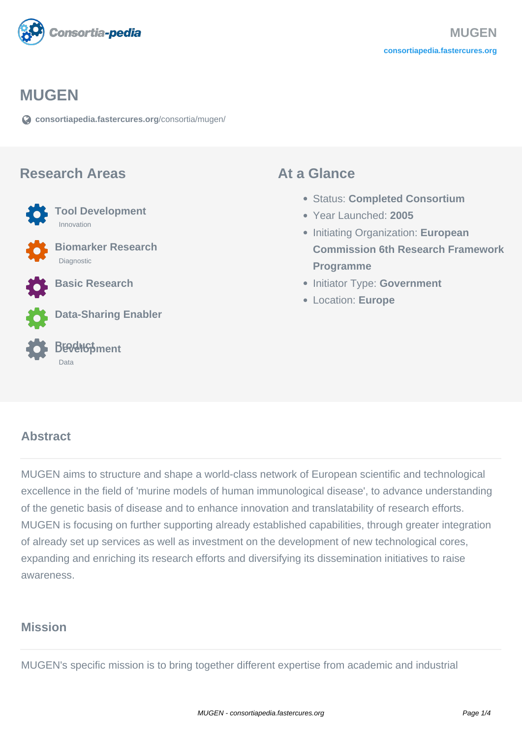# MUGEN

consortiapedia.fastercures.org/consortia/mugen/

## Research Areas

- **Tool Development**
  Innovation
- **Biomarker Research**
  Diagnostic
- **Basic Research**
- **Data-Sharing Enabler**
- **Product Development**
  Data

## At a Glance

- Status: **Completed Consortium**
- Year Launched: **2005**
- Initiating Organization: **European Commission 6th Research Framework Programme**
- Initiator Type: **Government**
- Location: **Europe**

## Abstract

MUGEN aims to structure and shape a world-class network of European scientific and technological excellence in the field of 'murine models of human immunological disease', to advance understanding of the genetic basis of disease and to enhance innovation and translatability of research efforts. MUGEN is focusing on further supporting already established capabilities, through greater integration of already set up services as well as investment on the development of new technological cores, expanding and enriching its research efforts and diversifying its dissemination initiatives to raise awareness.

## Mission

MUGEN's specific mission is to bring together different expertise from academic and industrial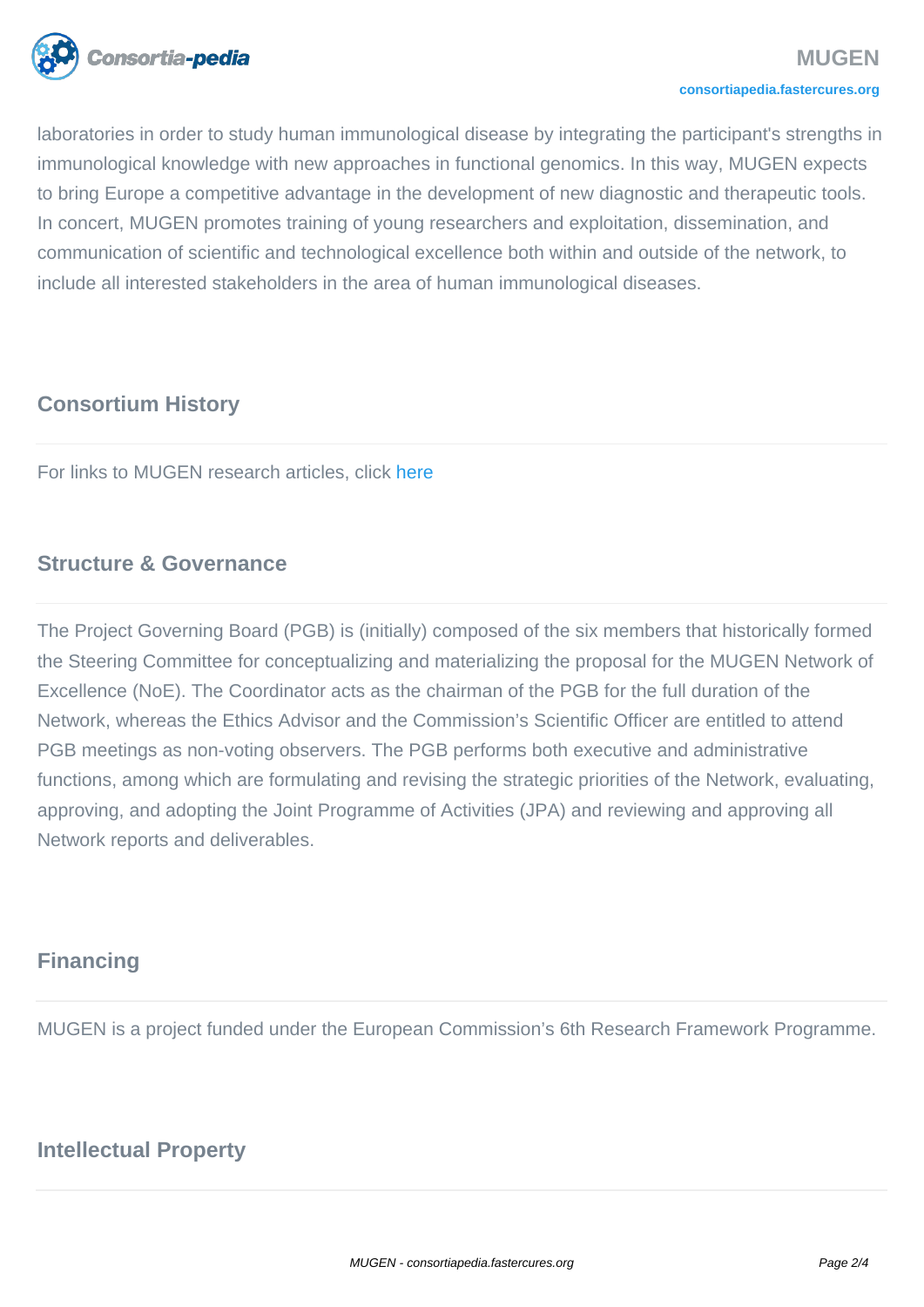laboratories in order to study human immunological disease by integrating the participant's strengths in immunological knowledge with new approaches in functional genomics. In this way, MUGEN expects to bring Europe a competitive advantage in the development of new diagnostic and therapeutic tools. In concert, MUGEN promotes training of young researchers and exploitation, dissemination, and communication of scientific and technological excellence both within and outside of the network, to include all interested stakeholders in the area of human immunological diseases.

## Consortium History

For links to MUGEN research articles, click here

## Structure & Governance

The Project Governing Board (PGB) is (initially) composed of the six members that historically formed the Steering Committee for conceptualizing and materializing the proposal for the MUGEN Network of Excellence (NoE). The Coordinator acts as the chairman of the PGB for the full duration of the Network, whereas the Ethics Advisor and the Commission's Scientific Officer are entitled to attend PGB meetings as non-voting observers. The PGB performs both executive and administrative functions, among which are formulating and revising the strategic priorities of the Network, evaluating, approving, and adopting the Joint Programme of Activities (JPA) and reviewing and approving all Network reports and deliverables.

## Financing

MUGEN is a project funded under the European Commission's 6th Research Framework Programme.

## Intellectual Property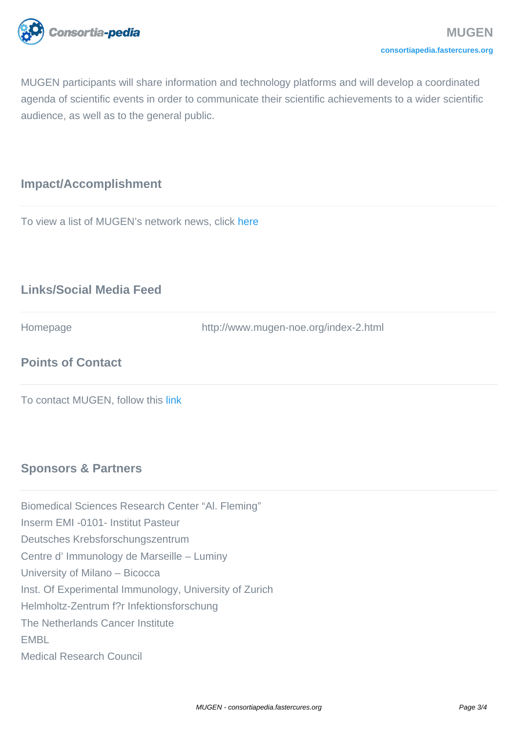MUGEN participants will share information and technology platforms and will develop a coordinated agenda of scientific events in order to communicate their scientific achievements to a wider scientific audience, as well as to the general public.

## Impact/Accomplishment

To view a list of MUGEN's network news, click here

## Links/Social Media Feed

| Homepage | http://www.mugen-noe.org/index-2.html |
|---|---|

## Points of Contact

To contact MUGEN, follow this link

## Sponsors & Partners

Biomedical Sciences Research Center "Al. Fleming"
Inserm EMI -0101- Institut Pasteur
Deutsches Krebsforschungszentrum
Centre d' Immunology de Marseille – Luminy
University of Milano – Bicocca
Inst. Of Experimental Immunology, University of Zurich
Helmholtz-Zentrum f?r Infektionsforschung
The Netherlands Cancer Institute
EMBL
Medical Research Council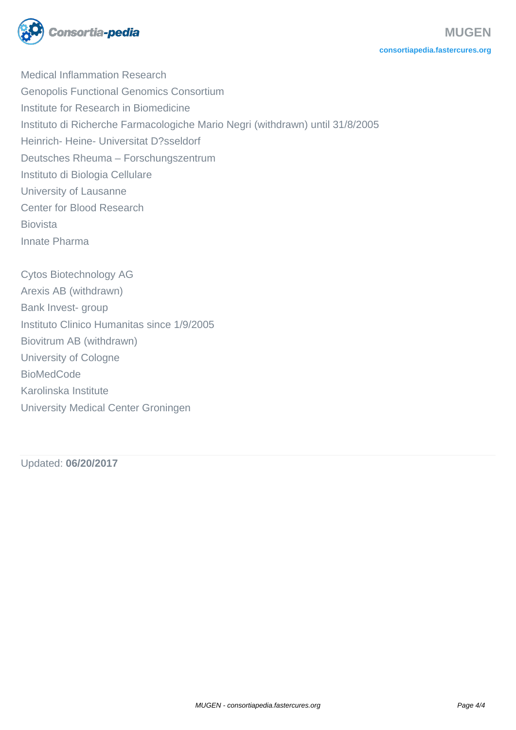Medical Inflammation Research
Genopolis Functional Genomics Consortium
Institute for Research in Biomedicine
Instituto di Richerche Farmacologiche Mario Negri (withdrawn) until 31/8/2005
Heinrich- Heine- Universitat D?sseldorf
Deutsches Rheuma – Forschungszentrum
Instituto di Biologia Cellulare
University of Lausanne
Center for Blood Research
Biovista
Innate Pharma

Cytos Biotechnology AG
Arexis AB (withdrawn)
Bank Invest- group
Instituto Clinico Humanitas since 1/9/2005
Biovitrum AB (withdrawn)
University of Cologne
BioMedCode
Karolinska Institute
University Medical Center Groningen

---

Updated: **06/20/2017**